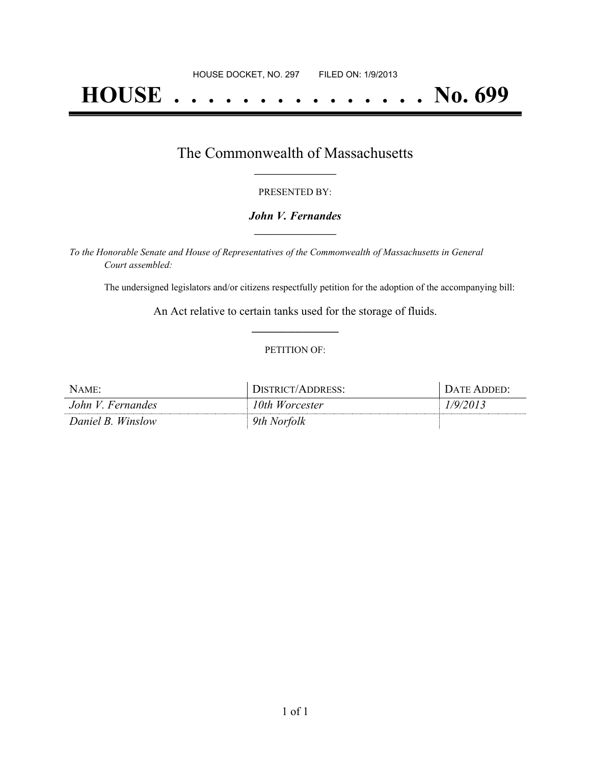HOUSE DOCKET, NO. 297 FILED ON: 1/9/2013

# HOUSE . . . . . . . . . . . . . . . No. 699

## The Commonwealth of Massachusetts

PRESENTED BY:

***John V. Fernandes***

*To the Honorable Senate and House of Representatives of the Commonwealth of Massachusetts in General Court assembled:*

The undersigned legislators and/or citizens respectfully petition for the adoption of the accompanying bill:

An Act relative to certain tanks used for the storage of fluids.

PETITION OF:

| NAME: | DISTRICT/ADDRESS: | DATE ADDED: |
| --- | --- | --- |
| *John V. Fernandes* | *10th Worcester* | *1/9/2013* |
| *Daniel B. Winslow* | *9th Norfolk* | |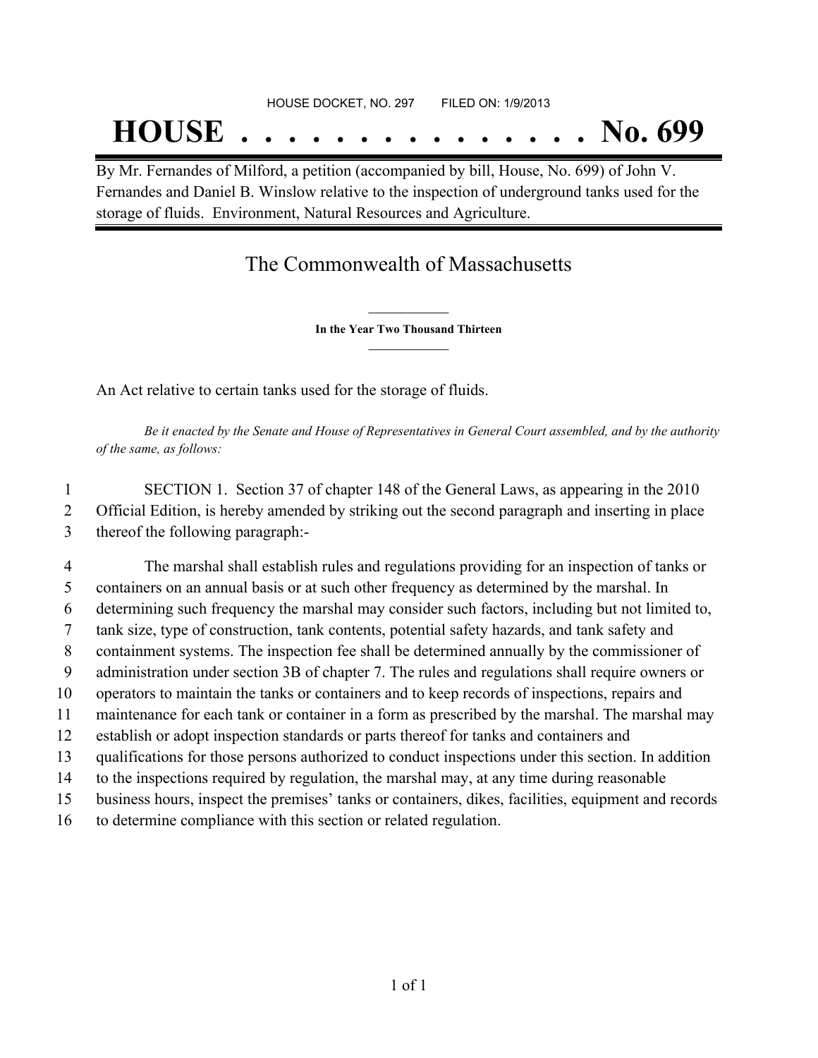HOUSE DOCKET, NO. 297        FILED ON: 1/9/2013

# HOUSE . . . . . . . . . . . . . . . No. 699

By Mr. Fernandes of Milford, a petition (accompanied by bill, House, No. 699) of John V. Fernandes and Daniel B. Winslow relative to the inspection of underground tanks used for the storage of fluids. Environment, Natural Resources and Agriculture.

## The Commonwealth of Massachusetts

**In the Year Two Thousand Thirteen**

An Act relative to certain tanks used for the storage of fluids.

*Be it enacted by the Senate and House of Representatives in General Court assembled, and by the authority of the same, as follows:*

1 SECTION 1. Section 37 of chapter 148 of the General Laws, as appearing in the 2010
2 Official Edition, is hereby amended by striking out the second paragraph and inserting in place
3 thereof the following paragraph:-

4 The marshal shall establish rules and regulations providing for an inspection of tanks or
5 containers on an annual basis or at such other frequency as determined by the marshal. In
6 determining such frequency the marshal may consider such factors, including but not limited to,
7 tank size, type of construction, tank contents, potential safety hazards, and tank safety and
8 containment systems. The inspection fee shall be determined annually by the commissioner of
9 administration under section 3B of chapter 7. The rules and regulations shall require owners or
10 operators to maintain the tanks or containers and to keep records of inspections, repairs and
11 maintenance for each tank or container in a form as prescribed by the marshal. The marshal may
12 establish or adopt inspection standards or parts thereof for tanks and containers and
13 qualifications for those persons authorized to conduct inspections under this section. In addition
14 to the inspections required by regulation, the marshal may, at any time during reasonable
15 business hours, inspect the premises' tanks or containers, dikes, facilities, equipment and records
16 to determine compliance with this section or related regulation.